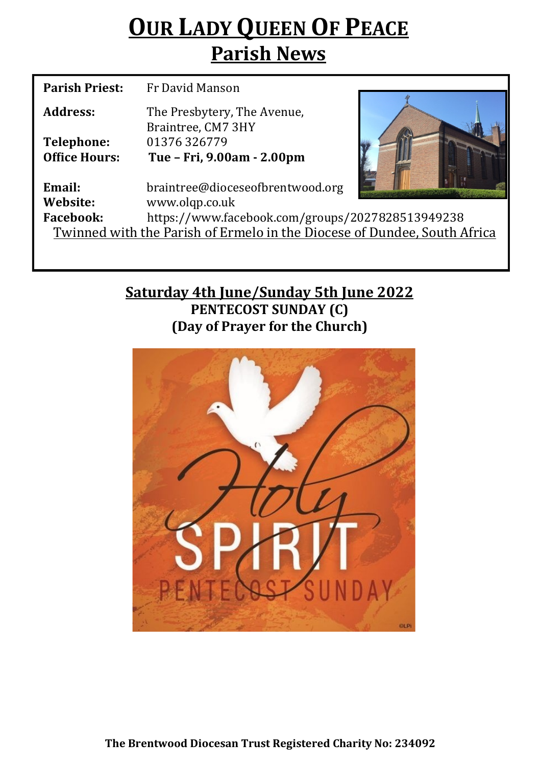# OUR LADY QUEEN OF PEACE

## Parish News

**Parish Priest:** Fr David Manson

**Address:** The Presbytery, The Avenue, Braintree, CM7 3HY

**Telephone:** 01376 326779

**Office Hours:** **Tue – Fri, 9.00am - 2.00pm**

**Email:** braintree@dioceseofbrentwood.org

**Website:** www.olqp.co.uk

**Facebook:** https://www.facebook.com/groups/2027828513949238

Twinned with the Parish of Ermelo in the Diocese of Dundee, South Africa

## Saturday 4th June/Sunday 5th June 2022

**PENTECOST SUNDAY (C)**

**(Day of Prayer for the Church)**

**The Brentwood Diocesan Trust Registered Charity No: 234092**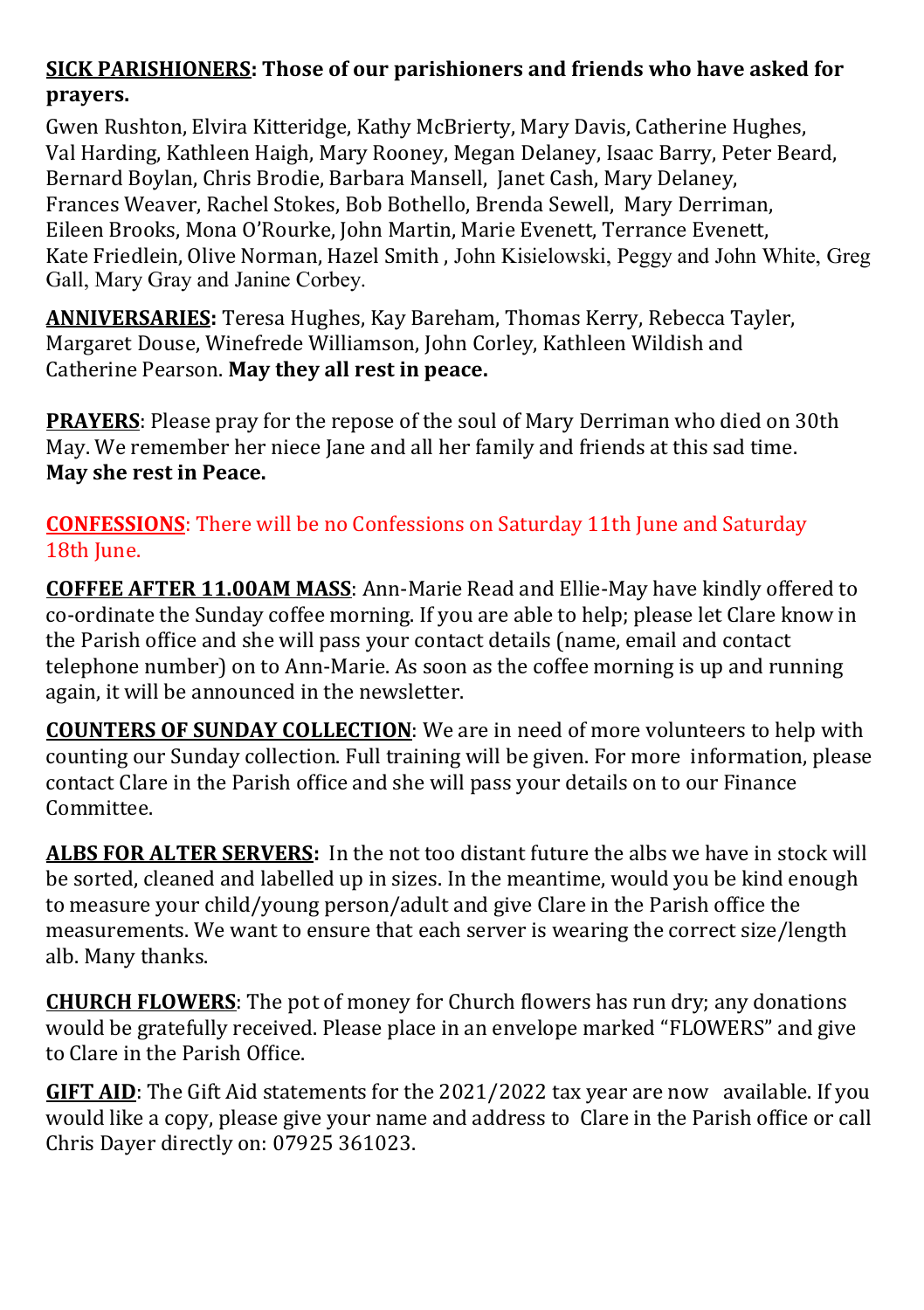**SICK PARISHIONERS: Those of our parishioners and friends who have asked for prayers.**

Gwen Rushton, Elvira Kitteridge, Kathy McBrierty, Mary Davis, Catherine Hughes, Val Harding, Kathleen Haigh, Mary Rooney, Megan Delaney, Isaac Barry, Peter Beard, Bernard Boylan, Chris Brodie, Barbara Mansell, Janet Cash, Mary Delaney, Frances Weaver, Rachel Stokes, Bob Bothello, Brenda Sewell, Mary Derriman, Eileen Brooks, Mona O'Rourke, John Martin, Marie Evenett, Terrance Evenett, Kate Friedlein, Olive Norman, Hazel Smith , John Kisielowski, Peggy and John White, Greg Gall, Mary Gray and Janine Corbey.

**ANNIVERSARIES:** Teresa Hughes, Kay Bareham, Thomas Kerry, Rebecca Tayler, Margaret Douse, Winefrede Williamson, John Corley, Kathleen Wildish and Catherine Pearson. **May they all rest in peace.**

**PRAYERS**: Please pray for the repose of the soul of Mary Derriman who died on 30th May. We remember her niece Jane and all her family and friends at this sad time. **May she rest in Peace.**

**CONFESSIONS**: There will be no Confessions on Saturday 11th June and Saturday 18th June.

**COFFEE AFTER 11.00AM MASS**: Ann-Marie Read and Ellie-May have kindly offered to co-ordinate the Sunday coffee morning. If you are able to help; please let Clare know in the Parish office and she will pass your contact details (name, email and contact telephone number) on to Ann-Marie. As soon as the coffee morning is up and running again, it will be announced in the newsletter.

**COUNTERS OF SUNDAY COLLECTION**: We are in need of more volunteers to help with counting our Sunday collection. Full training will be given. For more information, please contact Clare in the Parish office and she will pass your details on to our Finance Committee.

**ALBS FOR ALTER SERVERS:** In the not too distant future the albs we have in stock will be sorted, cleaned and labelled up in sizes. In the meantime, would you be kind enough to measure your child/young person/adult and give Clare in the Parish office the measurements. We want to ensure that each server is wearing the correct size/length alb. Many thanks.

**CHURCH FLOWERS**: The pot of money for Church flowers has run dry; any donations would be gratefully received. Please place in an envelope marked "FLOWERS" and give to Clare in the Parish Office.

**GIFT AID**: The Gift Aid statements for the 2021/2022 tax year are now available. If you would like a copy, please give your name and address to Clare in the Parish office or call Chris Dayer directly on: 07925 361023.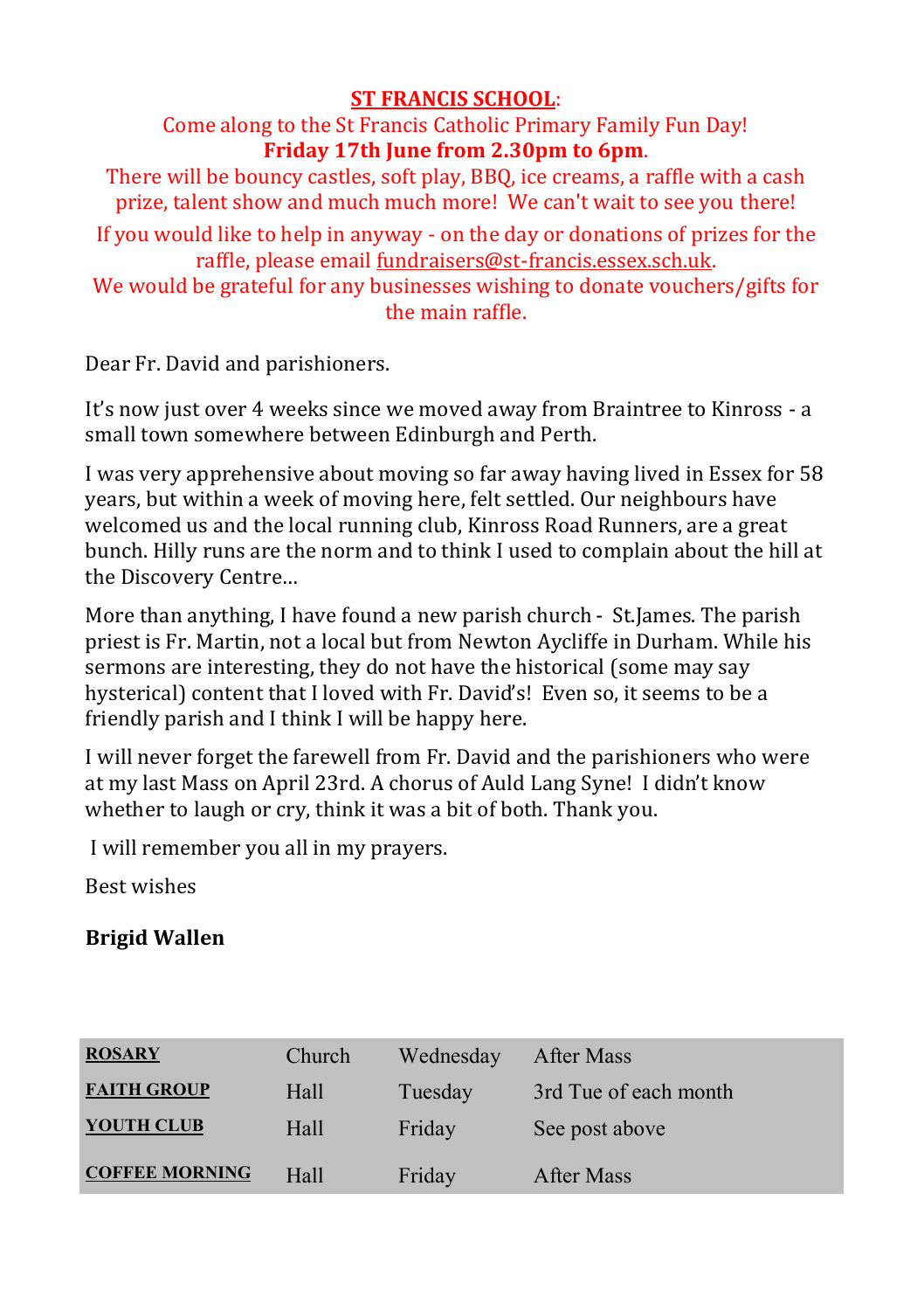**ST FRANCIS SCHOOL**:

Come along to the St Francis Catholic Primary Family Fun Day!

**Friday 17th June from 2.30pm to 6pm**.

There will be bouncy castles, soft play, BBQ, ice creams, a raffle with a cash prize, talent show and much much more! We can't wait to see you there!

If you would like to help in anyway - on the day or donations of prizes for the raffle, please email fundraisers@st-francis.essex.sch.uk.

We would be grateful for any businesses wishing to donate vouchers/gifts for the main raffle.

Dear Fr. David and parishioners.

It's now just over 4 weeks since we moved away from Braintree to Kinross - a small town somewhere between Edinburgh and Perth.

I was very apprehensive about moving so far away having lived in Essex for 58 years, but within a week of moving here, felt settled. Our neighbours have welcomed us and the local running club, Kinross Road Runners, are a great bunch. Hilly runs are the norm and to think I used to complain about the hill at the Discovery Centre…

More than anything, I have found a new parish church - St.James. The parish priest is Fr. Martin, not a local but from Newton Aycliffe in Durham. While his sermons are interesting, they do not have the historical (some may say hysterical) content that I loved with Fr. David's! Even so, it seems to be a friendly parish and I think I will be happy here.

I will never forget the farewell from Fr. David and the parishioners who were at my last Mass on April 23rd. A chorus of Auld Lang Syne! I didn't know whether to laugh or cry, think it was a bit of both. Thank you.

I will remember you all in my prayers.

Best wishes

**Brigid Wallen**

| | | | |
|---|---|---|---|
| **ROSARY** | Church | Wednesday | After Mass |
| **FAITH GROUP** | Hall | Tuesday | 3rd Tue of each month |
| **YOUTH CLUB** | Hall | Friday | See post above |
| **COFFEE MORNING** | Hall | Friday | After Mass |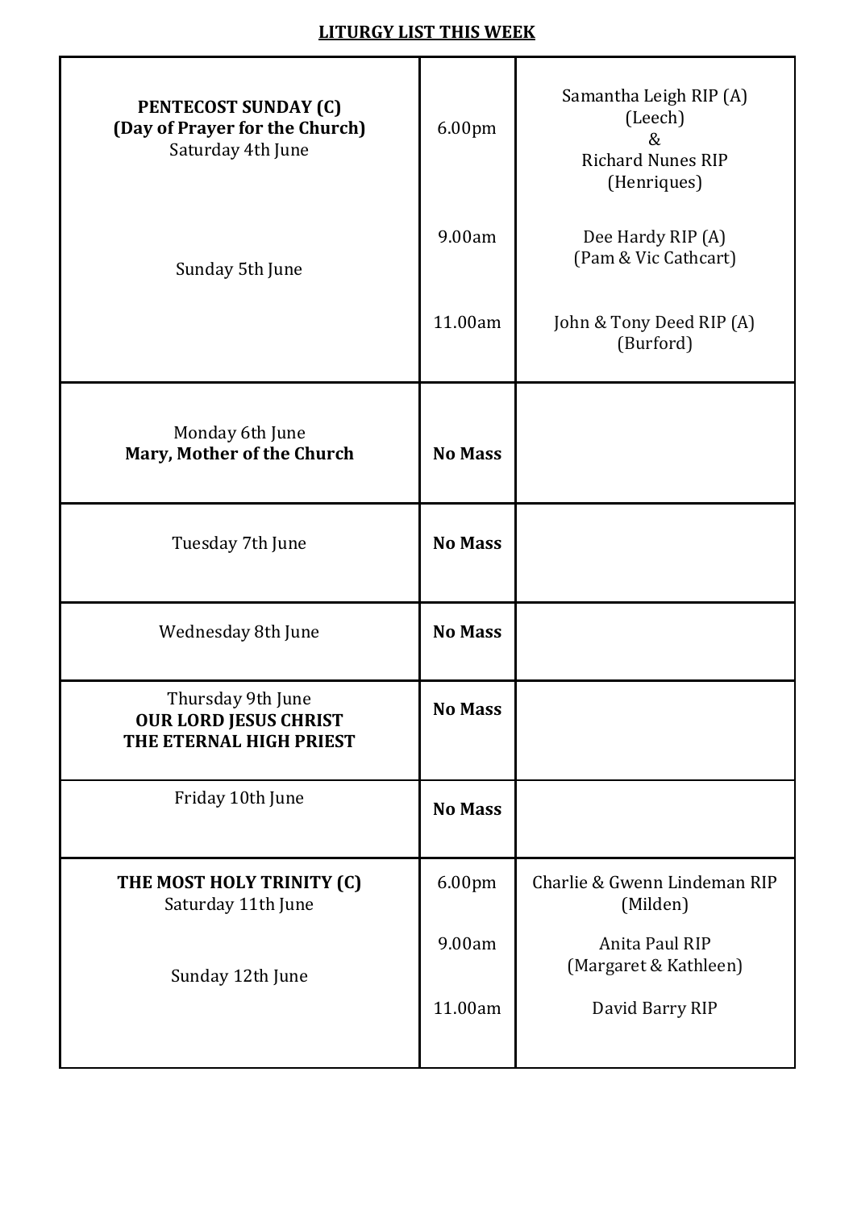## LITURGY LIST THIS WEEK

| | | |
|---|---|---|
| **PENTECOST SUNDAY (C)** **(Day of Prayer for the Church)** Saturday 4th June | 6.00pm | Samantha Leigh RIP (A) (Leech) & Richard Nunes RIP (Henriques) |
| Sunday 5th June | 9.00am | Dee Hardy RIP (A) (Pam & Vic Cathcart) |
| | 11.00am | John & Tony Deed RIP (A) (Burford) |
| Monday 6th June **Mary, Mother of the Church** | **No Mass** | |
| Tuesday 7th June | **No Mass** | |
| Wednesday 8th June | **No Mass** | |
| Thursday 9th June **OUR LORD JESUS CHRIST THE ETERNAL HIGH PRIEST** | **No Mass** | |
| Friday 10th June | **No Mass** | |
| **THE MOST HOLY TRINITY (C)** Saturday 11th June | 6.00pm | Charlie & Gwenn Lindeman RIP (Milden) |
| Sunday 12th June | 9.00am | Anita Paul RIP (Margaret & Kathleen) |
| | 11.00am | David Barry RIP |